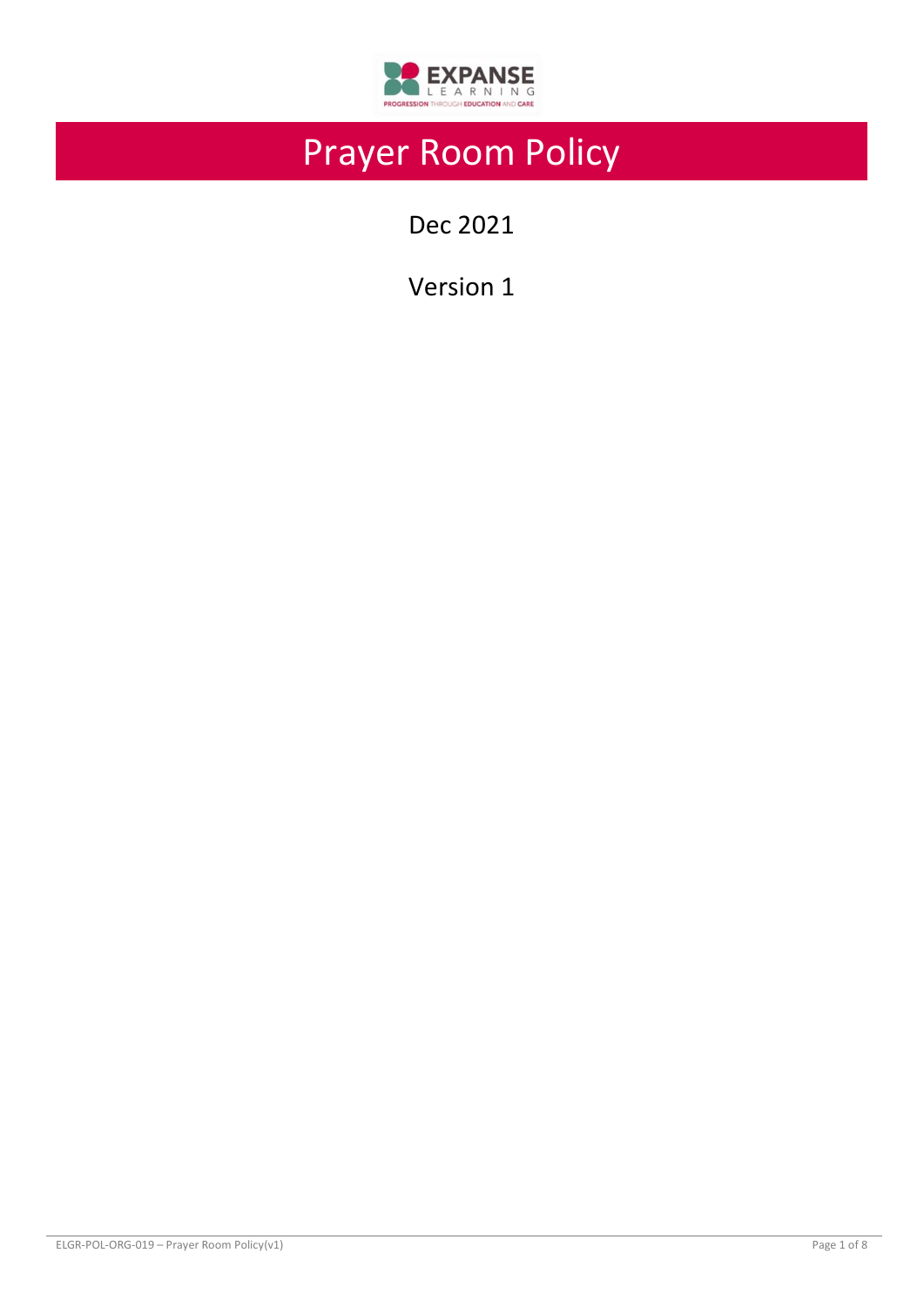# Prayer Room Policy

Dec 2021

Version 1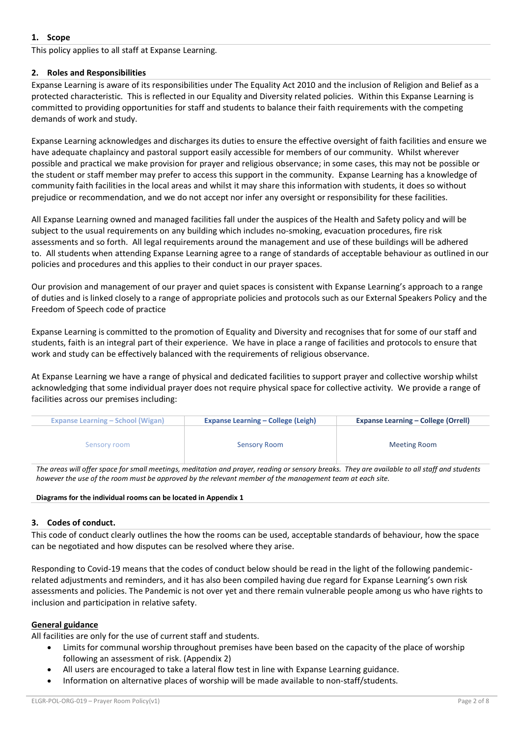## 1. Scope

This policy applies to all staff at Expanse Learning.

## 2. Roles and Responsibilities

Expanse Learning is aware of its responsibilities under The Equality Act 2010 and the inclusion of Religion and Belief as a protected characteristic. This is reflected in our Equality and Diversity related policies. Within this Expanse Learning is committed to providing opportunities for staff and students to balance their faith requirements with the competing demands of work and study.

Expanse Learning acknowledges and discharges its duties to ensure the effective oversight of faith facilities and ensure we have adequate chaplaincy and pastoral support easily accessible for members of our community. Whilst wherever possible and practical we make provision for prayer and religious observance; in some cases, this may not be possible or the student or staff member may prefer to access this support in the community. Expanse Learning has a knowledge of community faith facilities in the local areas and whilst it may share this information with students, it does so without prejudice or recommendation, and we do not accept nor infer any oversight or responsibility for these facilities.

All Expanse Learning owned and managed facilities fall under the auspices of the Health and Safety policy and will be subject to the usual requirements on any building which includes no-smoking, evacuation procedures, fire risk assessments and so forth. All legal requirements around the management and use of these buildings will be adhered to. All students when attending Expanse Learning agree to a range of standards of acceptable behaviour as outlined in our policies and procedures and this applies to their conduct in our prayer spaces.

Our provision and management of our prayer and quiet spaces is consistent with Expanse Learning's approach to a range of duties and is linked closely to a range of appropriate policies and protocols such as our External Speakers Policy and the Freedom of Speech code of practice

Expanse Learning is committed to the promotion of Equality and Diversity and recognises that for some of our staff and students, faith is an integral part of their experience. We have in place a range of facilities and protocols to ensure that work and study can be effectively balanced with the requirements of religious observance.

At Expanse Learning we have a range of physical and dedicated facilities to support prayer and collective worship whilst acknowledging that some individual prayer does not require physical space for collective activity. We provide a range of facilities across our premises including:

| Expanse Learning – School (Wigan) | Expanse Learning – College (Leigh) | Expanse Learning – College (Orrell) |
|---|---|---|
| Sensory room | Sensory Room | Meeting Room |

*The areas will offer space for small meetings, meditation and prayer, reading or sensory breaks. They are available to all staff and students however the use of the room must be approved by the relevant member of the management team at each site.*

**Diagrams for the individual rooms can be located in Appendix 1**

## 3. Codes of conduct.

This code of conduct clearly outlines the how the rooms can be used, acceptable standards of behaviour, how the space can be negotiated and how disputes can be resolved where they arise.

Responding to Covid-19 means that the codes of conduct below should be read in the light of the following pandemic-related adjustments and reminders, and it has also been compiled having due regard for Expanse Learning's own risk assessments and policies. The Pandemic is not over yet and there remain vulnerable people among us who have rights to inclusion and participation in relative safety.

**General guidance**

All facilities are only for the use of current staff and students.

- Limits for communal worship throughout premises have been based on the capacity of the place of worship following an assessment of risk. (Appendix 2)
- All users are encouraged to take a lateral flow test in line with Expanse Learning guidance.
- Information on alternative places of worship will be made available to non-staff/students.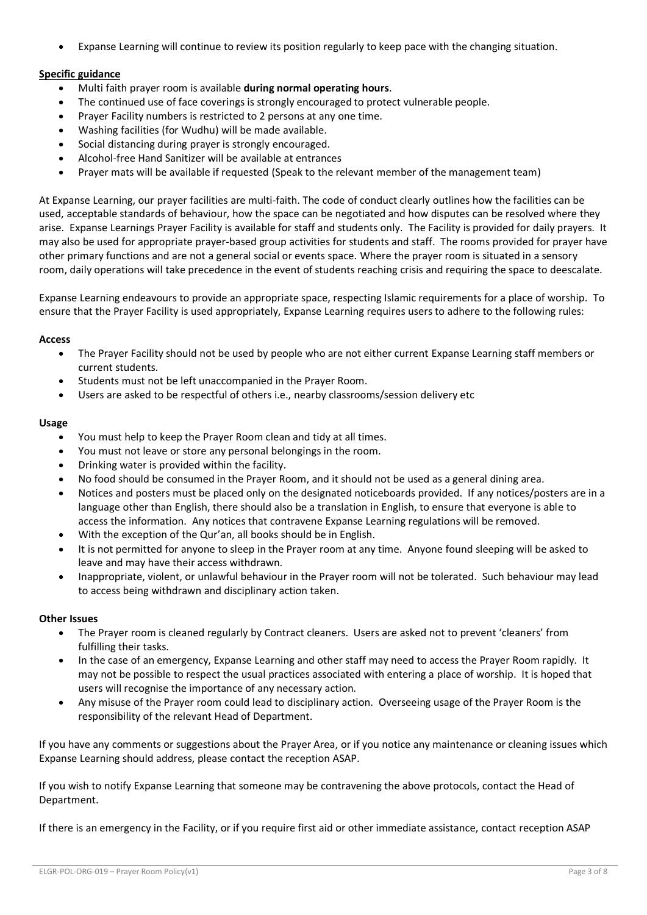- Expanse Learning will continue to review its position regularly to keep pace with the changing situation.

**Specific guidance**

- Multi faith prayer room is available **during normal operating hours**.
- The continued use of face coverings is strongly encouraged to protect vulnerable people.
- Prayer Facility numbers is restricted to 2 persons at any one time.
- Washing facilities (for Wudhu) will be made available.
- Social distancing during prayer is strongly encouraged.
- Alcohol-free Hand Sanitizer will be available at entrances
- Prayer mats will be available if requested (Speak to the relevant member of the management team)

At Expanse Learning, our prayer facilities are multi-faith. The code of conduct clearly outlines how the facilities can be used, acceptable standards of behaviour, how the space can be negotiated and how disputes can be resolved where they arise. Expanse Learnings Prayer Facility is available for staff and students only. The Facility is provided for daily prayers. It may also be used for appropriate prayer-based group activities for students and staff. The rooms provided for prayer have other primary functions and are not a general social or events space. Where the prayer room is situated in a sensory room, daily operations will take precedence in the event of students reaching crisis and requiring the space to deescalate.

Expanse Learning endeavours to provide an appropriate space, respecting Islamic requirements for a place of worship. To ensure that the Prayer Facility is used appropriately, Expanse Learning requires users to adhere to the following rules:

**Access**

- The Prayer Facility should not be used by people who are not either current Expanse Learning staff members or current students.
- Students must not be left unaccompanied in the Prayer Room.
- Users are asked to be respectful of others i.e., nearby classrooms/session delivery etc

**Usage**

- You must help to keep the Prayer Room clean and tidy at all times.
- You must not leave or store any personal belongings in the room.
- Drinking water is provided within the facility.
- No food should be consumed in the Prayer Room, and it should not be used as a general dining area.
- Notices and posters must be placed only on the designated noticeboards provided. If any notices/posters are in a language other than English, there should also be a translation in English, to ensure that everyone is able to access the information. Any notices that contravene Expanse Learning regulations will be removed.
- With the exception of the Qur'an, all books should be in English.
- It is not permitted for anyone to sleep in the Prayer room at any time. Anyone found sleeping will be asked to leave and may have their access withdrawn.
- Inappropriate, violent, or unlawful behaviour in the Prayer room will not be tolerated. Such behaviour may lead to access being withdrawn and disciplinary action taken.

**Other Issues**

- The Prayer room is cleaned regularly by Contract cleaners. Users are asked not to prevent 'cleaners' from fulfilling their tasks.
- In the case of an emergency, Expanse Learning and other staff may need to access the Prayer Room rapidly. It may not be possible to respect the usual practices associated with entering a place of worship. It is hoped that users will recognise the importance of any necessary action.
- Any misuse of the Prayer room could lead to disciplinary action. Overseeing usage of the Prayer Room is the responsibility of the relevant Head of Department.

If you have any comments or suggestions about the Prayer Area, or if you notice any maintenance or cleaning issues which Expanse Learning should address, please contact the reception ASAP.

If you wish to notify Expanse Learning that someone may be contravening the above protocols, contact the Head of Department.

If there is an emergency in the Facility, or if you require first aid or other immediate assistance, contact reception ASAP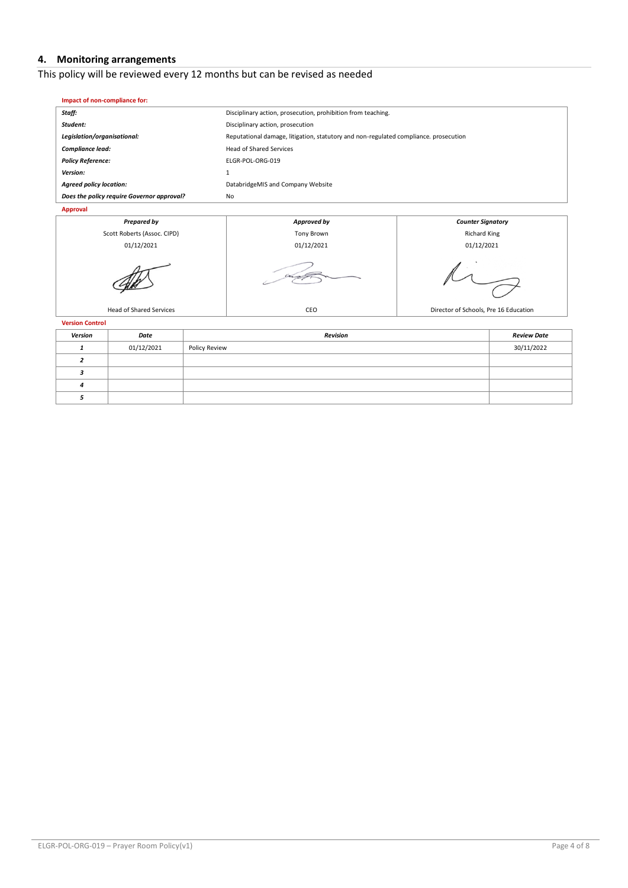## 4. Monitoring arrangements

This policy will be reviewed every 12 months but can be revised as needed

**Impact of non-compliance for:**

| | |
|---|---|
| ***Staff:*** | Disciplinary action, prosecution, prohibition from teaching. |
| ***Student:*** | Disciplinary action, prosecution |
| ***Legislation/organisational:*** | Reputational damage, litigation, statutory and non-regulated compliance. prosecution |
| ***Compliance lead:*** | Head of Shared Services |
| ***Policy Reference:*** | ELGR-POL-ORG-019 |
| ***Version:*** | 1 |
| ***Agreed policy location:*** | DatabridgeMIS and Company Website |
| ***Does the policy require Governor approval?*** | No |

**Approval**

| *Prepared by* | *Approved by* | *Counter Signatory* |
|---|---|---|
| Scott Roberts (Assoc. CIPD) | Tony Brown | Richard King |
| 01/12/2021 | 01/12/2021 | 01/12/2021 |
| Head of Shared Services | CEO | Director of Schools, Pre 16 Education |

**Version Control**

| *Version* | *Date* | *Revision* | *Review Date* |
|---|---|---|---|
| *1* | 01/12/2021 | Policy Review | 30/11/2022 |
| *2* | | | |
| *3* | | | |
| *4* | | | |
| *5* | | | |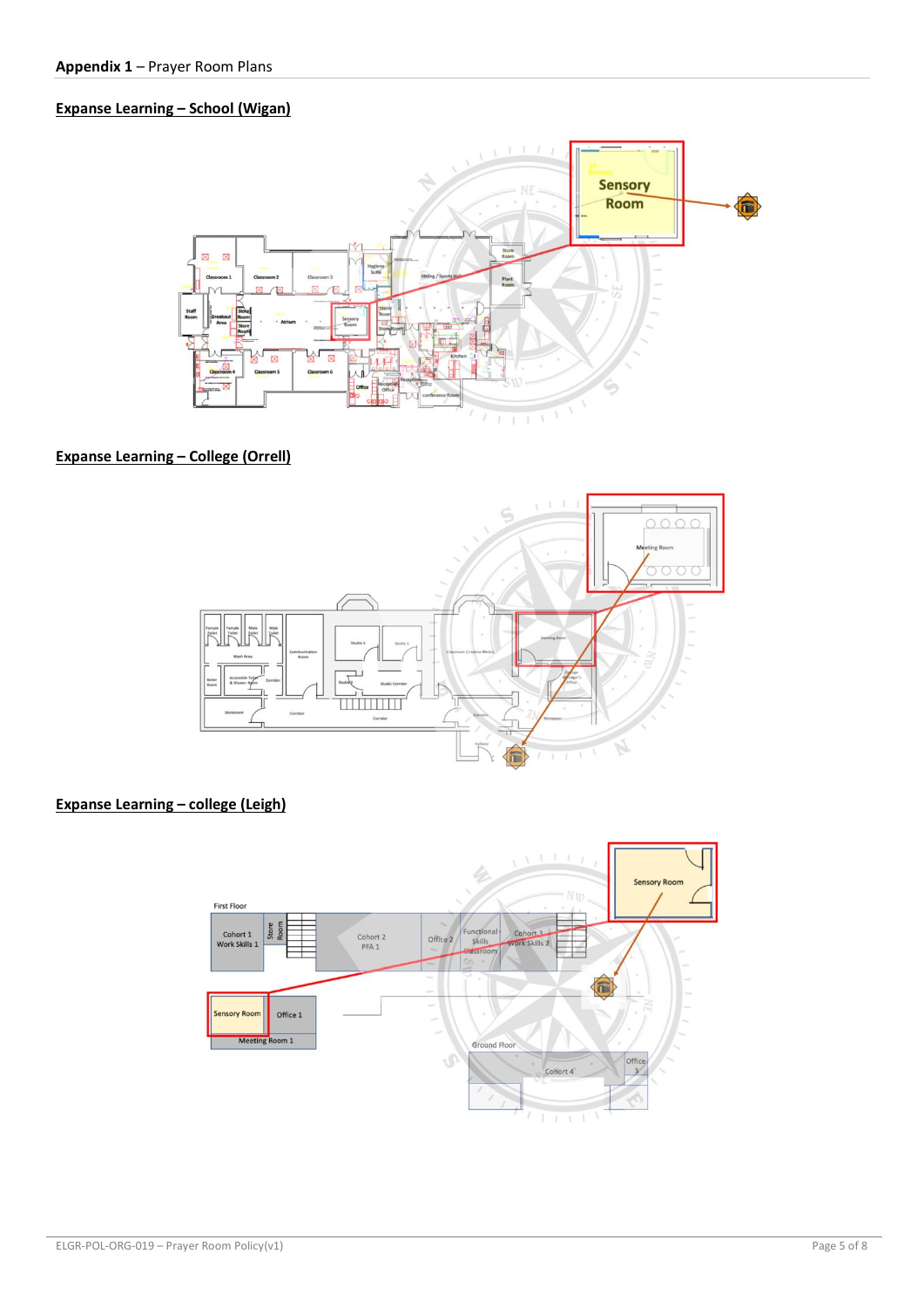**Appendix 1** – Prayer Room Plans

**Expanse Learning – School (Wigan)**

**Expanse Learning – College (Orrell)**

**Expanse Learning – college (Leigh)**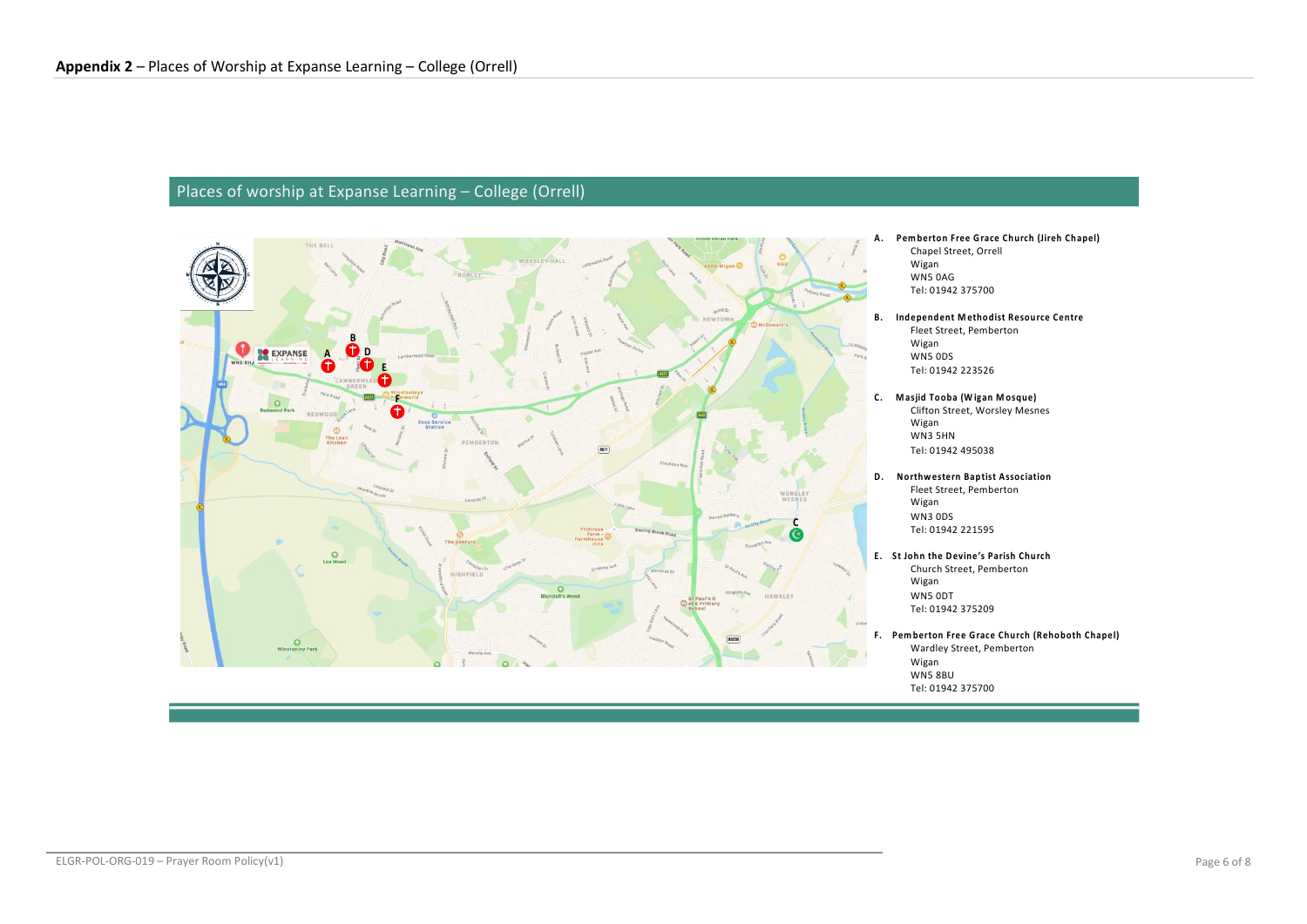**Appendix 2** – Places of Worship at Expanse Learning – College (Orrell)

## Places of worship at Expanse Learning – College (Orrell)

**A. Pemberton Free Grace Church (Jireh Chapel)**
Chapel Street, Orrell
Wigan
WN5 0AG
Tel: 01942 375700

**B. Independent Methodist Resource Centre**
Fleet Street, Pemberton
Wigan
WN5 0DS
Tel: 01942 223526

**C. Masjid Tooba (Wigan Mosque)**
Clifton Street, Worsley Mesnes
Wigan
WN3 5HN
Tel: 01942 495038

**D. Northwestern Baptist Association**
Fleet Street, Pemberton
Wigan
WN3 0DS
Tel: 01942 221595

**E. St John the Devine's Parish Church**
Church Street, Pemberton
Wigan
WN5 0DT
Tel: 01942 375209

**F. Pemberton Free Grace Church (Rehoboth Chapel)**
Wardley Street, Pemberton
Wigan
WN5 8BU
Tel: 01942 375700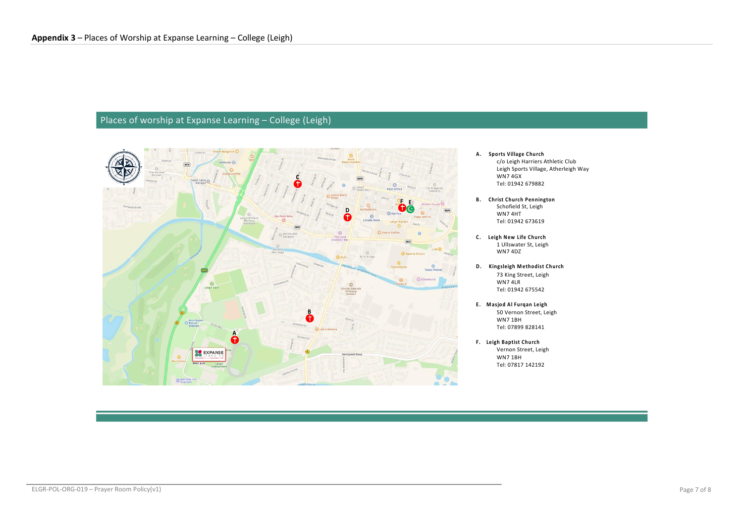**Appendix 3** – Places of Worship at Expanse Learning – College (Leigh)

## Places of worship at Expanse Learning – College (Leigh)

**A. Sports Village Church**
c/o Leigh Harriers Athletic Club
Leigh Sports Village, Atherleigh Way
WN7 4GX
Tel: 01942 679882

**B. Christ Church Pennington**
Schofield St, Leigh
WN7 4HT
Tel: 01942 673619

**C. Leigh New Life Church**
1 Ullswater St, Leigh
WN7 4DZ

**D. Kingsleigh Methodist Church**
73 King Street, Leigh
WN7 4LR
Tel: 01942 675542

**E. Masjod Al Furqan Leigh**
50 Vernon Street, Leigh
WN7 1BH
Tel: 07899 828141

**F. Leigh Baptist Church**
Vernon Street, Leigh
WN7 1BH
Tel: 07817 142192

ELGR-POL-ORG-019 – Prayer Room Policy(v1)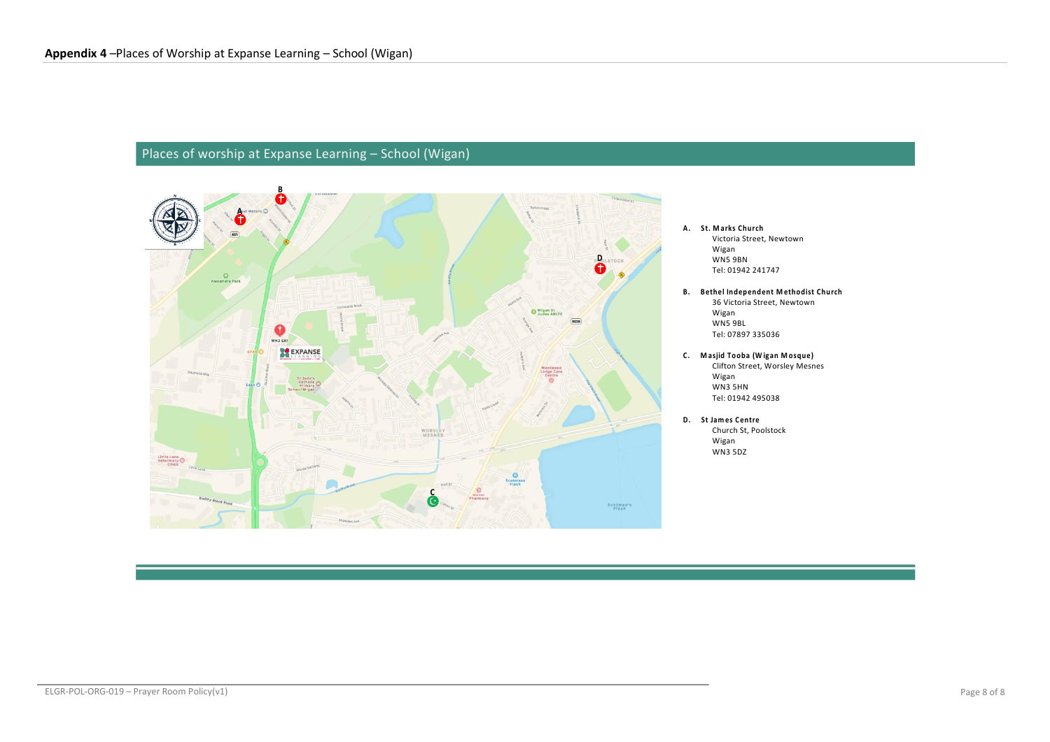**Appendix 4** –Places of Worship at Expanse Learning – School (Wigan)

## Places of worship at Expanse Learning – School (Wigan)

**A. St. Marks Church**
Victoria Street, Newtown
Wigan
WN5 9BN
Tel: 01942 241747

**B. Bethel Independent Methodist Church**
36 Victoria Street, Newtown
Wigan
WN5 9BL
Tel: 07897 335036

**C. Masjid Tooba (Wigan Mosque)**
Clifton Street, Worsley Mesnes
Wigan
WN3 5HN
Tel: 01942 495038

**D. St James Centre**
Church St, Poolstock
Wigan
WN3 5DZ

ELGR-POL-ORG-019 – Prayer Room Policy(v1)